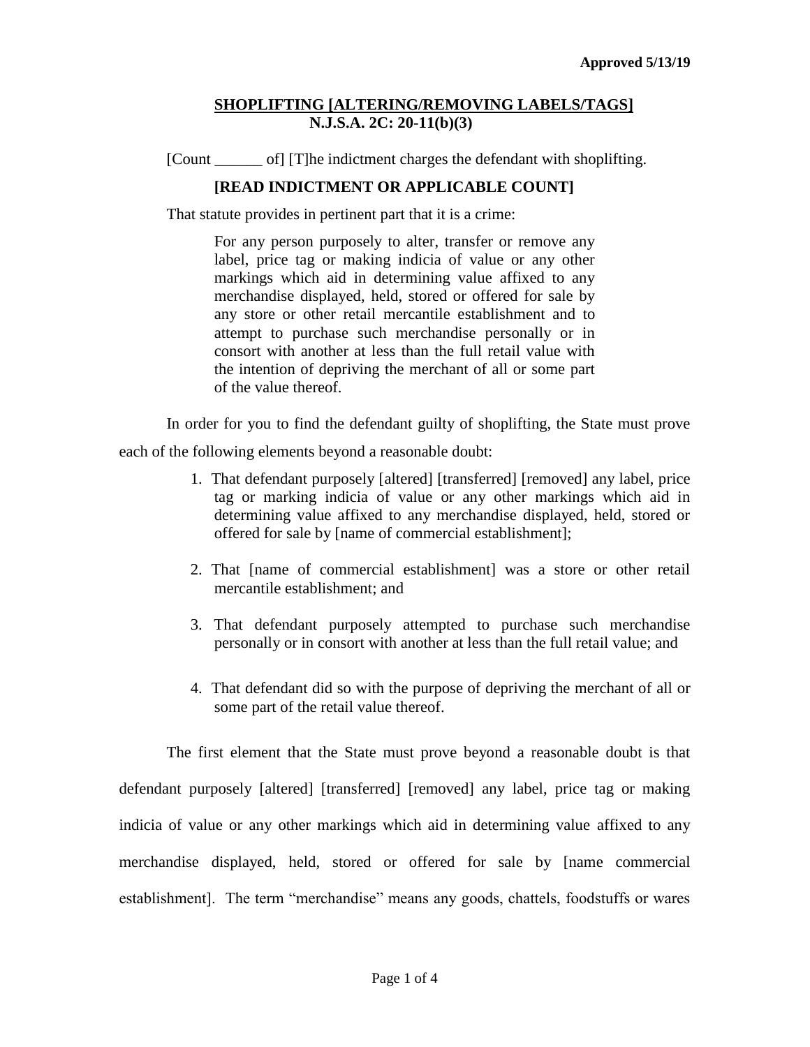**Approved 5/13/19**

## SHOPLIFTING [ALTERING/REMOVING LABELS/TAGS]
## N.J.S.A. 2C: 20-11(b)(3)

[Count ______ of] [T]he indictment charges the defendant with shoplifting.

**[READ INDICTMENT OR APPLICABLE COUNT]**

That statute provides in pertinent part that it is a crime:

> For any person purposely to alter, transfer or remove any label, price tag or making indicia of value or any other merkings which aid in determining value affixed to any merchandise displayed, held, stored or offered for sale by any store or other retail mercantile establishment and to attempt to purchase such merchandise personally or in consort with another at less than the full retail value with the intention of depriving the merchant of all or some part of the value thereof.

In order for you to find the defendant guilty of shoplifting, the State must prove each of the following elements beyond a reasonable doubt:

1. That defendant purposely [altered] [transferred] [removed] any label, price tag or marking indicia of value or any other markings which aid in determining value affixed to any merchandise displayed, held, stored or offered for sale by [name of commercial establishment];

2. That [name of commercial establishment] was a store or other retail mercantile establishment; and

3. That defendant purposely attempted to purchase such merchandise personally or in consort with another at less than the full retail value; and

4. That defendant did so with the purpose of depriving the merchant of all or some part of the retail value thereof.

The first element that the State must prove beyond a reasonable doubt is that defendant purposely [altered] [transferred] [removed] any label, price tag or making indicia of value or any other markings which aid in determining value affixed to any merchandise displayed, held, stored or offered for sale by [name commercial establishment]. The term "merchandise" means any goods, chattels, foodstuffs or wares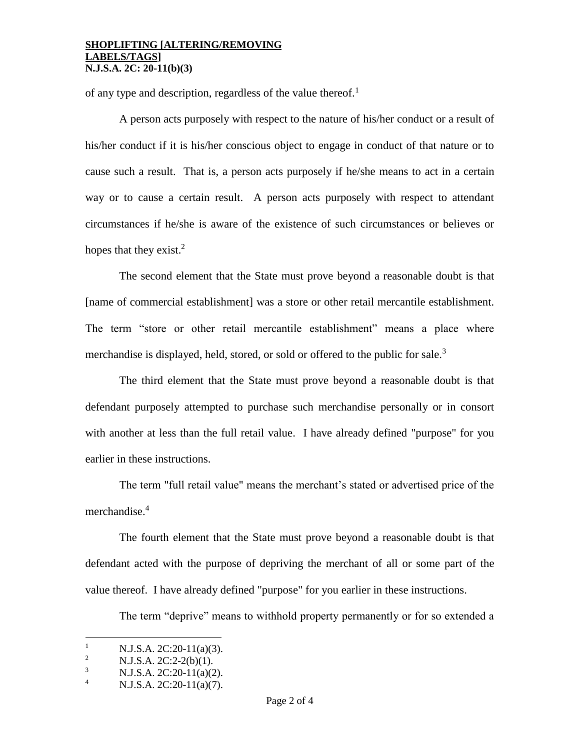of any type and description, regardless of the value thereof.[1]

A person acts purposely with respect to the nature of his/her conduct or a result of his/her conduct if it is his/her conscious object to engage in conduct of that nature or to cause such a result. That is, a person acts purposely if he/she means to act in a certain way or to cause a certain result. A person acts purposely with respect to attendant circumstances if he/she is aware of the existence of such circumstances or believes or hopes that they exist.[2]

The second element that the State must prove beyond a reasonable doubt is that [name of commercial establishment] was a store or other retail mercantile establishment. The term "store or other retail mercantile establishment" means a place where merchandise is displayed, held, stored, or sold or offered to the public for sale.[3]

The third element that the State must prove beyond a reasonable doubt is that defendant purposely attempted to purchase such merchandise personally or in consort with another at less than the full retail value. I have already defined "purpose" for you earlier in these instructions.

The term "full retail value" means the merchant's stated or advertised price of the merchandise.[4]

The fourth element that the State must prove beyond a reasonable doubt is that defendant acted with the purpose of depriving the merchant of all or some part of the value thereof. I have already defined "purpose" for you earlier in these instructions.

The term "deprive" means to withhold property permanently or for so extended a

---

[1] N.J.S.A. 2C:20-11(a)(3).

[2] N.J.S.A. 2C:2-2(b)(1).

[3] N.J.S.A. 2C:20-11(a)(2).

[4] N.J.S.A. 2C:20-11(a)(7).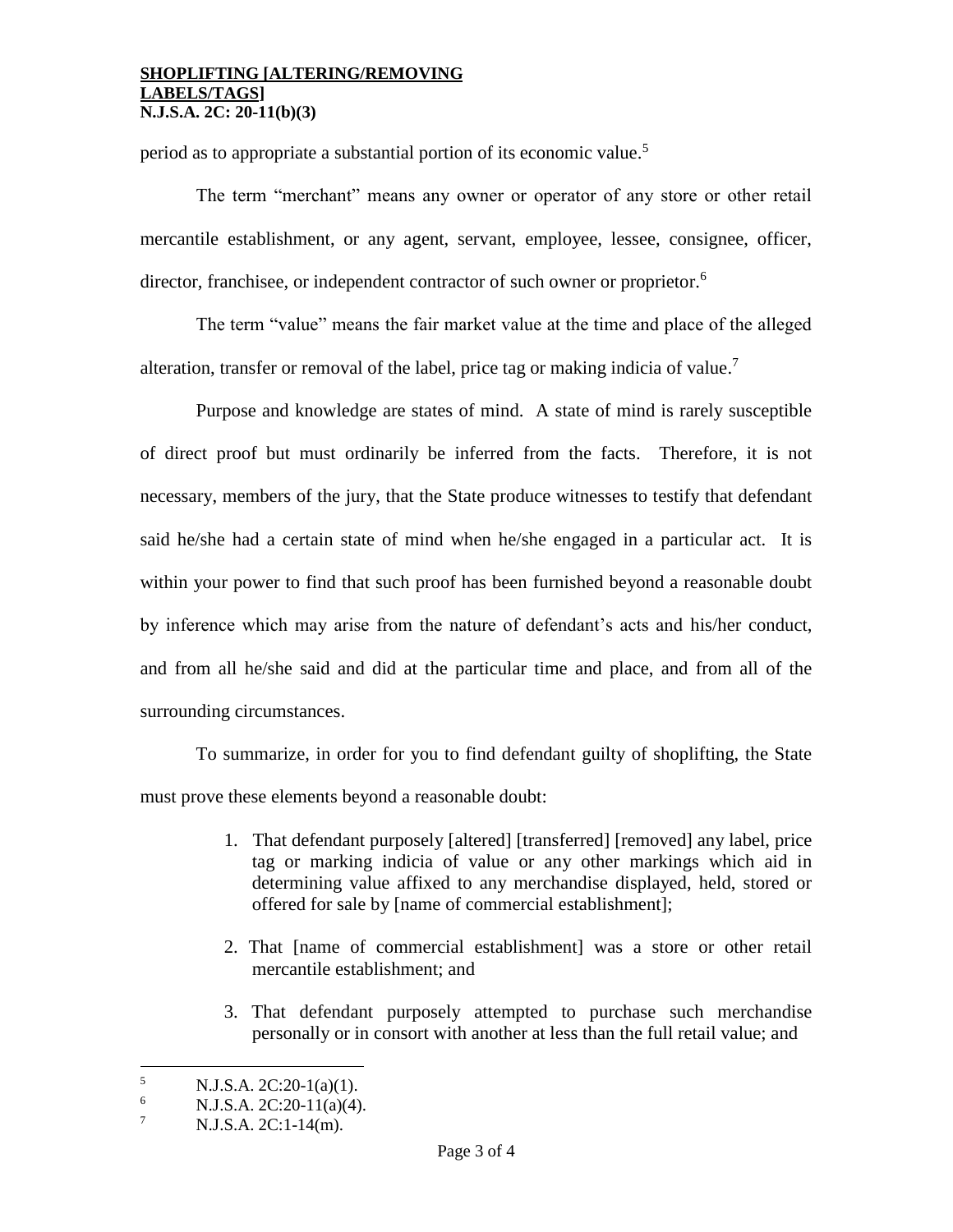period as to appropriate a substantial portion of its economic value.[5]

The term "merchant" means any owner or operator of any store or other retail mercantile establishment, or any agent, servant, employee, lessee, consignee, officer, director, franchisee, or independent contractor of such owner or proprietor.[6]

The term "value" means the fair market value at the time and place of the alleged alteration, transfer or removal of the label, price tag or making indicia of value.[7]

Purpose and knowledge are states of mind. A state of mind is rarely susceptible of direct proof but must ordinarily be inferred from the facts. Therefore, it is not necessary, members of the jury, that the State produce witnesses to testify that defendant said he/she had a certain state of mind when he/she engaged in a particular act. It is within your power to find that such proof has been furnished beyond a reasonable doubt by inference which may arise from the nature of defendant's acts and his/her conduct, and from all he/she said and did at the particular time and place, and from all of the surrounding circumstances.

To summarize, in order for you to find defendant guilty of shoplifting, the State must prove these elements beyond a reasonable doubt:

1. That defendant purposely [altered] [transferred] [removed] any label, price tag or marking indicia of value or any other markings which aid in determining value affixed to any merchandise displayed, held, stored or offered for sale by [name of commercial establishment];

2. That [name of commercial establishment] was a store or other retail mercantile establishment; and

3. That defendant purposely attempted to purchase such merchandise personally or in consort with another at less than the full retail value; and

---

[5] N.J.S.A. 2C:20-1(a)(1).

[6] N.J.S.A. 2C:20-11(a)(4).

[7] N.J.S.A. 2C:1-14(m).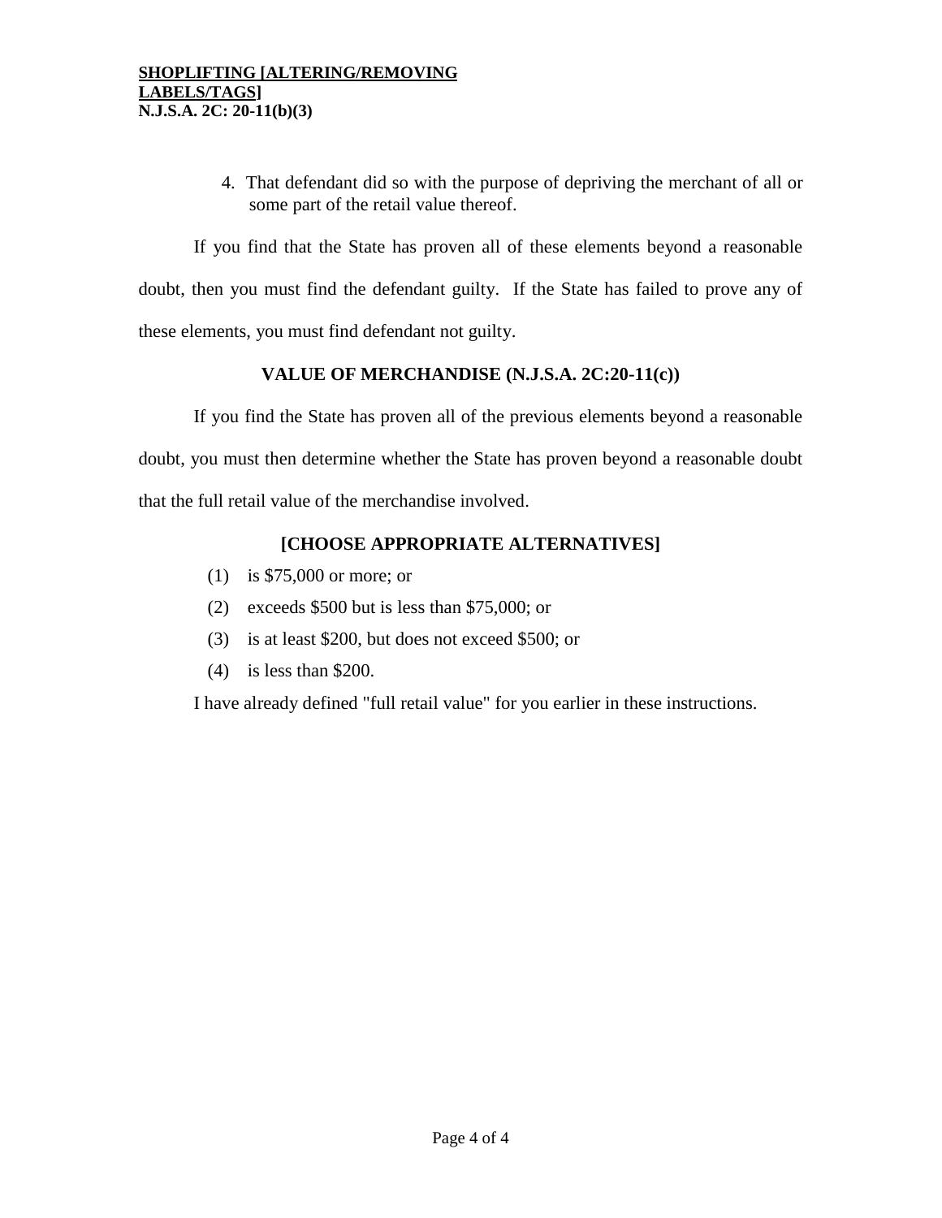4. That defendant did so with the purpose of depriving the merchant of all or some part of the retail value thereof.

If you find that the State has proven all of these elements beyond a reasonable doubt, then you must find the defendant guilty. If the State has failed to prove any of these elements, you must find defendant not guilty.

### VALUE OF MERCHANDISE (N.J.S.A. 2C:20-11(c))

If you find the State has proven all of the previous elements beyond a reasonable doubt, you must then determine whether the State has proven beyond a reasonable doubt that the full retail value of the merchandise involved.

### [CHOOSE APPROPRIATE ALTERNATIVES]

(1) is $75,000 or more; or

(2) exceeds $500 but is less than $75,000; or

(3) is at least $200, but does not exceed $500; or

(4) is less than $200.

I have already defined "full retail value" for you earlier in these instructions.